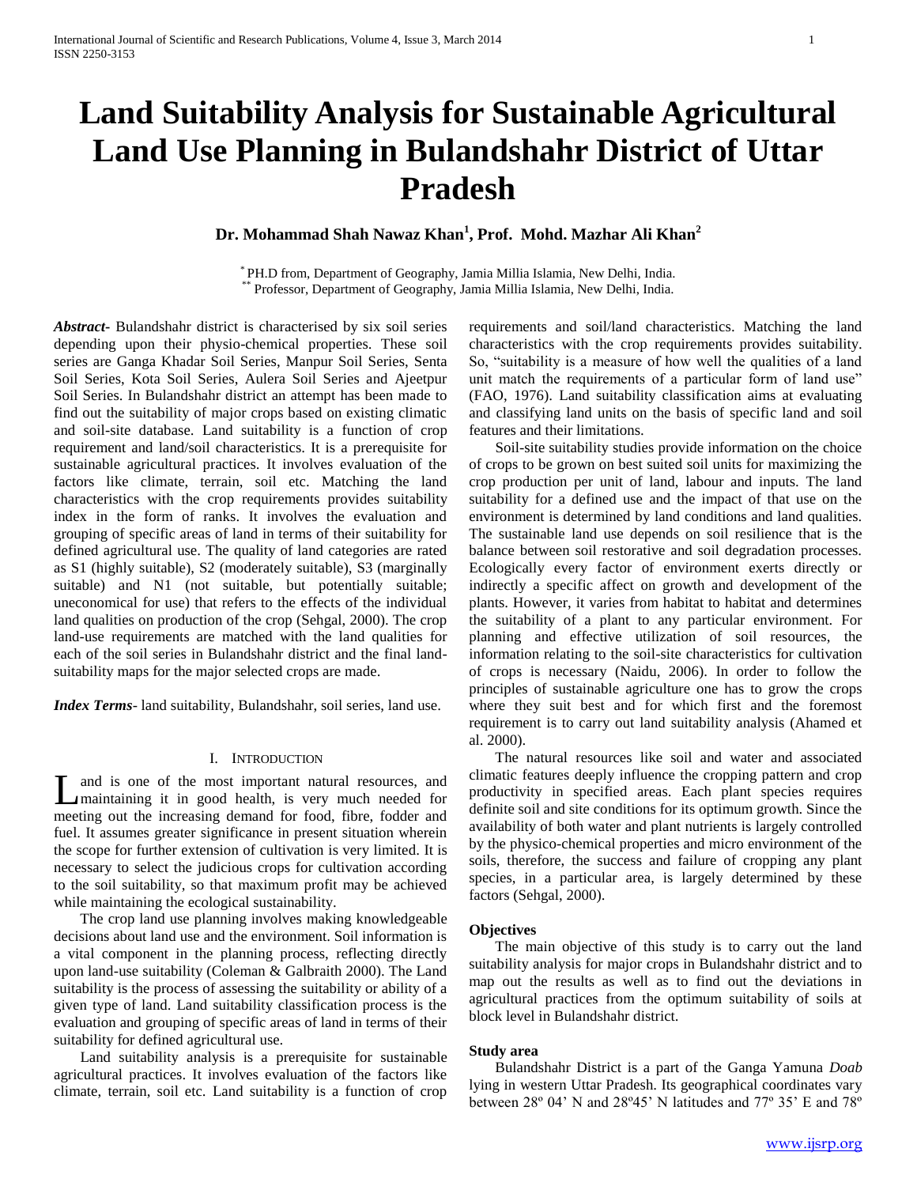# Land Suitability Analysis for Sustainable Agricultural Land Use Planning in Bulandshahr District of Uttar Pradesh

**Dr. Mohammad Shah Nawaz Khan[1], Prof. Mohd. Mazhar Ali Khan[2]**

[*] PH.D from, Department of Geography, Jamia Millia Islamia, New Delhi, India.
[**] Professor, Department of Geography, Jamia Millia Islamia, New Delhi, India.

***Abstract***- Bulandshahr district is characterised by six soil series depending upon their physio-chemical properties. These soil series are Ganga Khadar Soil Series, Manpur Soil Series, Senta Soil Series, Kota Soil Series, Aulera Soil Series and Ajeetpur Soil Series. In Bulandshahr district an attempt has been made to find out the suitability of major crops based on existing climatic and soil-site database. Land suitability is a function of crop requirement and land/soil characteristics. It is a prerequisite for sustainable agricultural practices. It involves evaluation of the factors like climate, terrain, soil etc. Matching the land characteristics with the crop requirements provides suitability index in the form of ranks. It involves the evaluation and grouping of specific areas of land in terms of their suitability for defined agricultural use. The quality of land categories are rated as S1 (highly suitable), S2 (moderately suitable), S3 (marginally suitable) and N1 (not suitable, but potentially suitable; uneconomical for use) that refers to the effects of the individual land qualities on production of the crop (Sehgal, 2000). The crop land-use requirements are matched with the land qualities for each of the soil series in Bulandshahr district and the final land-suitability maps for the major selected crops are made.

***Index Terms***- land suitability, Bulandshahr, soil series, land use.

## I. Introduction

Land is one of the most important natural resources, and maintaining it in good health, is very much needed for meeting out the increasing demand for food, fibre, fodder and fuel. It assumes greater significance in present situation wherein the scope for further extension of cultivation is very limited. It is necessary to select the judicious crops for cultivation according to the soil suitability, so that maximum profit may be achieved while maintaining the ecological sustainability.

The crop land use planning involves making knowledgeable decisions about land use and the environment. Soil information is a vital component in the planning process, reflecting directly upon land-use suitability (Coleman & Galbraith 2000). The Land suitability is the process of assessing the suitability or ability of a given type of land. Land suitability classification process is the evaluation and grouping of specific areas of land in terms of their suitability for defined agricultural use.

Land suitability analysis is a prerequisite for sustainable agricultural practices. It involves evaluation of the factors like climate, terrain, soil etc. Land suitability is a function of crop requirements and soil/land characteristics. Matching the land characteristics with the crop requirements provides suitability. So, "suitability is a measure of how well the qualities of a land unit match the requirements of a particular form of land use" (FAO, 1976). Land suitability classification aims at evaluating and classifying land units on the basis of specific land and soil features and their limitations.

Soil-site suitability studies provide information on the choice of crops to be grown on best suited soil units for maximizing the crop production per unit of land, labour and inputs. The land suitability for a defined use and the impact of that use on the environment is determined by land conditions and land qualities. The sustainable land use depends on soil resilience that is the balance between soil restorative and soil degradation processes. Ecologically every factor of environment exerts directly or indirectly a specific affect on growth and development of the plants. However, it varies from habitat to habitat and determines the suitability of a plant to any particular environment. For planning and effective utilization of soil resources, the information relating to the soil-site characteristics for cultivation of crops is necessary (Naidu, 2006). In order to follow the principles of sustainable agriculture one has to grow the crops where they suit best and for which first and the foremost requirement is to carry out land suitability analysis (Ahamed et al. 2000).

The natural resources like soil and water and associated climatic features deeply influence the cropping pattern and crop productivity in specified areas. Each plant species requires definite soil and site conditions for its optimum growth. Since the availability of both water and plant nutrients is largely controlled by the physico-chemical properties and micro environment of the soils, therefore, the success and failure of cropping any plant species, in a particular area, is largely determined by these factors (Sehgal, 2000).

### Objectives

The main objective of this study is to carry out the land suitability analysis for major crops in Bulandshahr district and to map out the results as well as to find out the deviations in agricultural practices from the optimum suitability of soils at block level in Bulandshahr district.

### Study area

Bulandshahr District is a part of the Ganga Yamuna *Doab* lying in western Uttar Pradesh. Its geographical coordinates vary between 28º 04' N and 28º45' N latitudes and 77º 35' E and 78º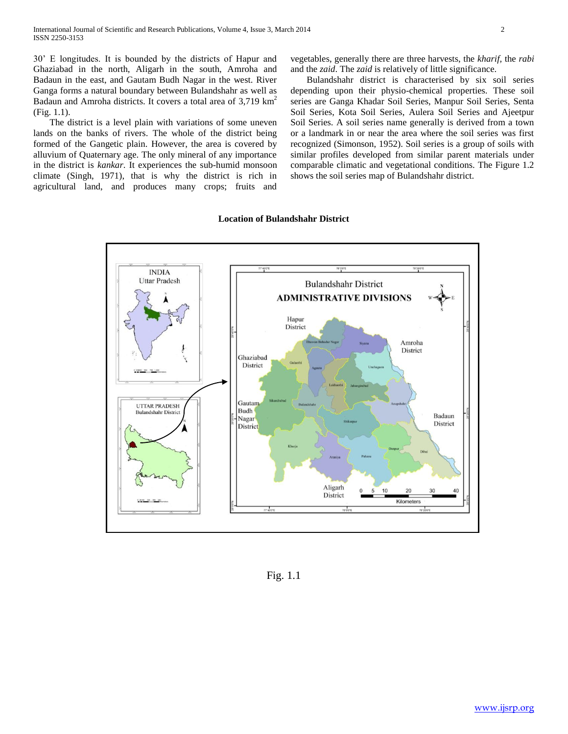30' E longitudes. It is bounded by the districts of Hapur and Ghaziabad in the north, Aligarh in the south, Amroha and Badaun in the east, and Gautam Budh Nagar in the west. River Ganga forms a natural boundary between Bulandshahr as well as Badaun and Amroha districts. It covers a total area of 3,719 $km^2$ (Fig. 1.1).

The district is a level plain with variations of some uneven lands on the banks of rivers. The whole of the district being formed of the Gangetic plain. However, the area is covered by alluvium of Quaternary age. The only mineral of any importance in the district is *kankar*. It experiences the sub-humid monsoon climate (Singh, 1971), that is why the district is rich in agricultural land, and produces many crops; fruits and vegetables, generally there are three harvests, the *kharif*, the *rabi* and the *zaid*. The *zaid* is relatively of little significance.

Bulandshahr district is characterised by six soil series depending upon their physio-chemical properties. These soil series are Ganga Khadar Soil Series, Manpur Soil Series, Senta Soil Series, Kota Soil Series, Aulera Soil Series and Ajeetpur Soil Series. A soil series name generally is derived from a town or a landmark in or near the area where the soil series was first recognized (Simonson, 1952). Soil series is a group of soils with similar profiles developed from similar parent materials under comparable climatic and vegetational conditions. The Figure 1.2 shows the soil series map of Bulandshahr district.

**Location of Bulandshahr District**

Fig. 1.1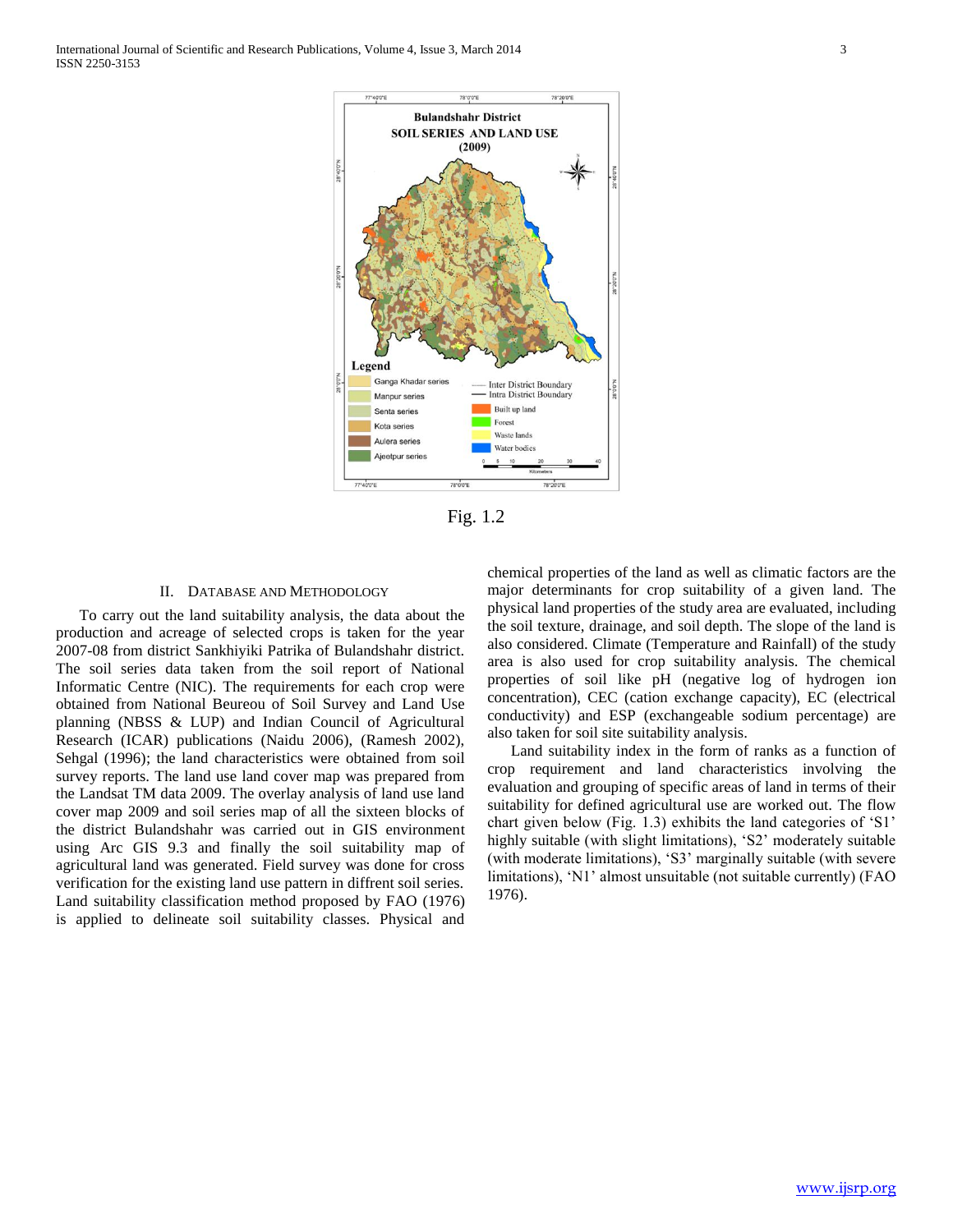Fig. 1.2

## II. Database and Methodology

To carry out the land suitability analysis, the data about the production and acreage of selected crops is taken for the year 2007-08 from district Sankhiyiki Patrika of Bulandshahr district. The soil series data taken from the soil report of National Informatic Centre (NIC). The requirements for each crop were obtained from National Beureou of Soil Survey and Land Use planning (NBSS & LUP) and Indian Council of Agricultural Research (ICAR) publications (Naidu 2006), (Ramesh 2002), Sehgal (1996); the land characteristics were obtained from soil survey reports. The land use land cover map was prepared from the Landsat TM data 2009. The overlay analysis of land use land cover map 2009 and soil series map of all the sixteen blocks of the district Bulandshahr was carried out in GIS environment using Arc GIS 9.3 and finally the soil suitability map of agricultural land was generated. Field survey was done for cross verification for the existing land use pattern in diffrent soil series. Land suitability classification method proposed by FAO (1976) is applied to delineate soil suitability classes. Physical and chemical properties of the land as well as climatic factors are the major determinants for crop suitability of a given land. The physical land properties of the study area are evaluated, including the soil texture, drainage, and soil depth. The slope of the land is also considered. Climate (Temperature and Rainfall) of the study area is also used for crop suitability analysis. The chemical properties of soil like pH (negative log of hydrogen ion concentration), CEC (cation exchange capacity), EC (electrical conductivity) and ESP (exchangeable sodium percentage) are also taken for soil site suitability analysis.

Land suitability index in the form of ranks as a function of crop requirement and land characteristics involving the evaluation and grouping of specific areas of land in terms of their suitability for defined agricultural use are worked out. The flow chart given below (Fig. 1.3) exhibits the land categories of 'S1' highly suitable (with slight limitations), 'S2' moderately suitable (with moderate limitations), 'S3' marginally suitable (with severe limitations), 'N1' almost unsuitable (not suitable currently) (FAO 1976).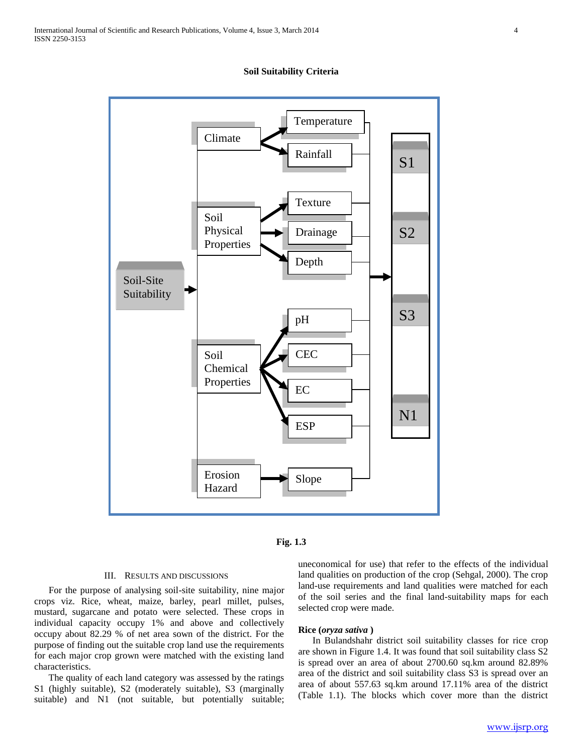**Soil Suitability Criteria**

Soil-Site Suitability

Climate → Temperature, Rainfall

Soil Physical Properties → Texture, Drainage, Depth

Soil Chemical Properties → pH, CEC, EC, ESP

Erosion Hazard → Slope

→ S1, S2, S3, N1

**Fig. 1.3**

## III. Results and Discussions

For the purpose of analysing soil-site suitability, nine major crops viz. Rice, wheat, maize, barley, pearl millet, pulses, mustard, sugarcane and potato were selected. These crops in individual capacity occupy 1% and above and collectively occupy about 82.29 % of net area sown of the district. For the purpose of finding out the suitable crop land use the requirements for each major crop grown were matched with the existing land characteristics.

The quality of each land category was assessed by the ratings S1 (highly suitable), S2 (moderately suitable), S3 (marginally suitable) and N1 (not suitable, but potentially suitable; uneconomical for use) that refer to the effects of the individual land qualities on production of the crop (Sehgal, 2000). The crop land-use requirements and land qualities were matched for each of the soil series and the final land-suitability maps for each selected crop were made.

### Rice (*oryza sativa* )

In Bulandshahr district soil suitability classes for rice crop are shown in Figure 1.4. It was found that soil suitability class S2 is spread over an area of about 2700.60 sq.km around 82.89% area of the district and soil suitability class S3 is spread over an area of about 557.63 sq.km around 17.11% area of the district (Table 1.1). The blocks which cover more than the district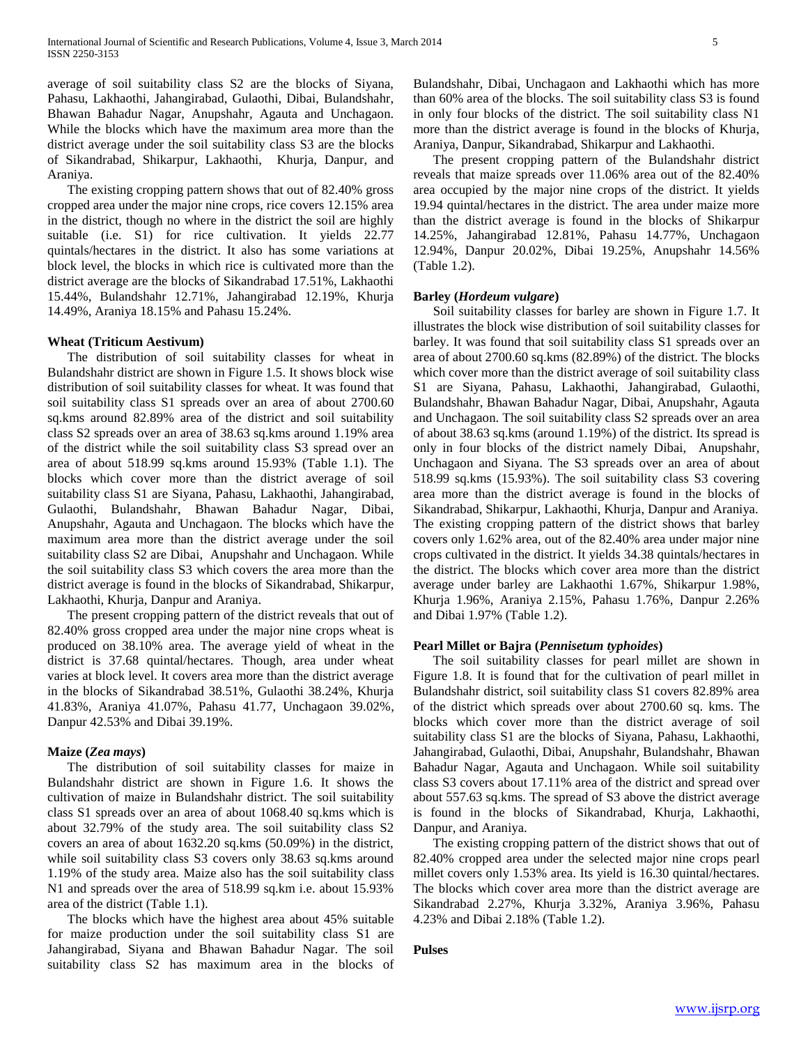average of soil suitability class S2 are the blocks of Siyana, Pahasu, Lakhaothi, Jahangirabad, Gulaothi, Dibai, Bulandshahr, Bhawan Bahadur Nagar, Anupshahr, Agauta and Unchagaon. While the blocks which have the maximum area more than the district average under the soil suitability class S3 are the blocks of Sikandrabad, Shikarpur, Lakhaothi, Khurja, Danpur, and Araniya.

The existing cropping pattern shows that out of 82.40% gross cropped area under the major nine crops, rice covers 12.15% area in the district, though no where in the district the soil are highly suitable (i.e. S1) for rice cultivation. It yields 22.77 quintals/hectares in the district. It also has some variations at block level, the blocks in which rice is cultivated more than the district average are the blocks of Sikandrabad 17.51%, Lakhaothi 15.44%, Bulandshahr 12.71%, Jahangirabad 12.19%, Khurja 14.49%, Araniya 18.15% and Pahasu 15.24%.

**Wheat (Triticum Aestivum)**

The distribution of soil suitability classes for wheat in Bulandshahr district are shown in Figure 1.5. It shows block wise distribution of soil suitability classes for wheat. It was found that soil suitability class S1 spreads over an area of about 2700.60 sq.kms around 82.89% area of the district and soil suitability class S2 spreads over an area of 38.63 sq.kms around 1.19% area of the district while the soil suitability class S3 spread over an area of about 518.99 sq.kms around 15.93% (Table 1.1). The blocks which cover more than the district average of soil suitability class S1 are Siyana, Pahasu, Lakhaothi, Jahangirabad, Gulaothi, Bulandshahr, Bhawan Bahadur Nagar, Dibai, Anupshahr, Agauta and Unchagaon. The blocks which have the maximum area more than the district average under the soil suitability class S2 are Dibai, Anupshahr and Unchagaon. While the soil suitability class S3 which covers the area more than the district average is found in the blocks of Sikandrabad, Shikarpur, Lakhaothi, Khurja, Danpur and Araniya.

The present cropping pattern of the district reveals that out of 82.40% gross cropped area under the major nine crops wheat is produced on 38.10% area. The average yield of wheat in the district is 37.68 quintal/hectares. Though, area under wheat varies at block level. It covers area more than the district average in the blocks of Sikandrabad 38.51%, Gulaothi 38.24%, Khurja 41.83%, Araniya 41.07%, Pahasu 41.77, Unchagaon 39.02%, Danpur 42.53% and Dibai 39.19%.

**Maize (*Zea mays*)**

The distribution of soil suitability classes for maize in Bulandshahr district are shown in Figure 1.6. It shows the cultivation of maize in Bulandshahr district. The soil suitability class S1 spreads over an area of about 1068.40 sq.kms which is about 32.79% of the study area. The soil suitability class S2 covers an area of about 1632.20 sq.kms (50.09%) in the district, while soil suitability class S3 covers only 38.63 sq.kms around 1.19% of the study area. Maize also has the soil suitability class N1 and spreads over the area of 518.99 sq.km i.e. about 15.93% area of the district (Table 1.1).

The blocks which have the highest area about 45% suitable for maize production under the soil suitability class S1 are Jahangirabad, Siyana and Bhawan Bahadur Nagar. The soil suitability class S2 has maximum area in the blocks of Bulandshahr, Dibai, Unchagaon and Lakhaothi which has more than 60% area of the blocks. The soil suitability class S3 is found in only four blocks of the district. The soil suitability class N1 more than the district average is found in the blocks of Khurja, Araniya, Danpur, Sikandrabad, Shikarpur and Lakhaothi.

The present cropping pattern of the Bulandshahr district reveals that maize spreads over 11.06% area out of the 82.40% area occupied by the major nine crops of the district. It yields 19.94 quintal/hectares in the district. The area under maize more than the district average is found in the blocks of Shikarpur 14.25%, Jahangirabad 12.81%, Pahasu 14.77%, Unchagaon 12.94%, Danpur 20.02%, Dibai 19.25%, Anupshahr 14.56% (Table 1.2).

**Barley (*Hordeum vulgare*)**

Soil suitability classes for barley are shown in Figure 1.7. It illustrates the block wise distribution of soil suitability classes for barley. It was found that soil suitability class S1 spreads over an area of about 2700.60 sq.kms (82.89%) of the district. The blocks which cover more than the district average of soil suitability class S1 are Siyana, Pahasu, Lakhaothi, Jahangirabad, Gulaothi, Bulandshahr, Bhawan Bahadur Nagar, Dibai, Anupshahr, Agauta and Unchagaon. The soil suitability class S2 spreads over an area of about 38.63 sq.kms (around 1.19%) of the district. Its spread is only in four blocks of the district namely Dibai, Anupshahr, Unchagaon and Siyana. The S3 spreads over an area of about 518.99 sq.kms (15.93%). The soil suitability class S3 covering area more than the district average is found in the blocks of Sikandrabad, Shikarpur, Lakhaothi, Khurja, Danpur and Araniya. The existing cropping pattern of the district shows that barley covers only 1.62% area, out of the 82.40% area under major nine crops cultivated in the district. It yields 34.38 quintals/hectares in the district. The blocks which cover area more than the district average under barley are Lakhaothi 1.67%, Shikarpur 1.98%, Khurja 1.96%, Araniya 2.15%, Pahasu 1.76%, Danpur 2.26% and Dibai 1.97% (Table 1.2).

**Pearl Millet or Bajra (*Pennisetum typhoides*)**

The soil suitability classes for pearl millet are shown in Figure 1.8. It is found that for the cultivation of pearl millet in Bulandshahr district, soil suitability class S1 covers 82.89% area of the district which spreads over about 2700.60 sq. kms. The blocks which cover more than the district average of soil suitability class S1 are the blocks of Siyana, Pahasu, Lakhaothi, Jahangirabad, Gulaothi, Dibai, Anupshahr, Bulandshahr, Bhawan Bahadur Nagar, Agauta and Unchagaon. While soil suitability class S3 covers about 17.11% area of the district and spread over about 557.63 sq.kms. The spread of S3 above the district average is found in the blocks of Sikandrabad, Khurja, Lakhaothi, Danpur, and Araniya.

The existing cropping pattern of the district shows that out of 82.40% cropped area under the selected major nine crops pearl millet covers only 1.53% area. Its yield is 16.30 quintal/hectares. The blocks which cover area more than the district average are Sikandrabad 2.27%, Khurja 3.32%, Araniya 3.96%, Pahasu 4.23% and Dibai 2.18% (Table 1.2).

**Pulses**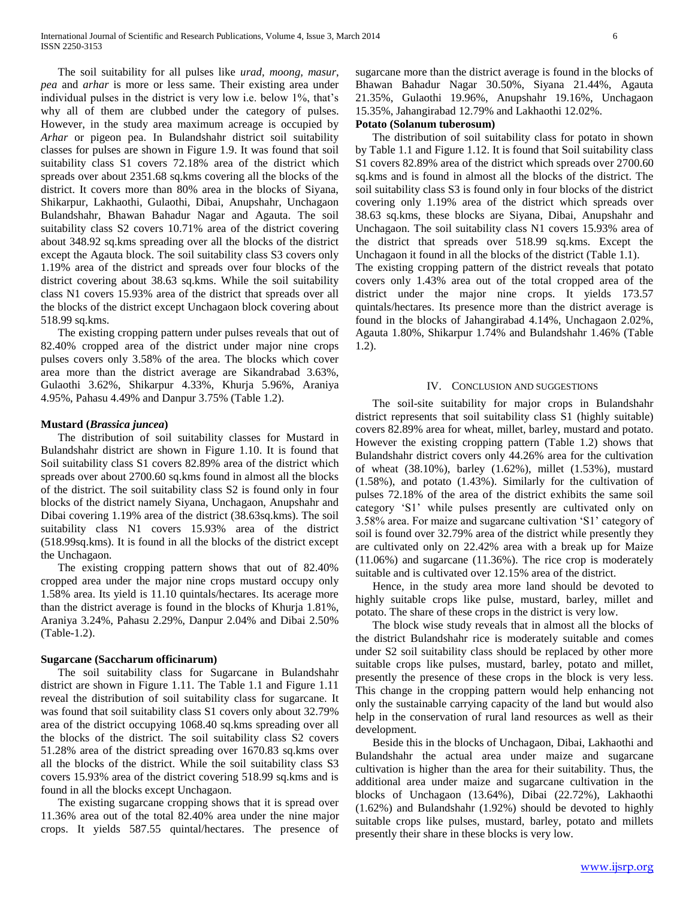The soil suitability for all pulses like *urad, moong, masur, pea* and *arhar* is more or less same. Their existing area under individual pulses in the district is very low i.e. below 1%, that's why all of them are clubbed under the category of pulses. However, in the study area maximum acreage is occupied by *Arhar* or pigeon pea. In Bulandshahr district soil suitability classes for pulses are shown in Figure 1.9. It was found that soil suitability class S1 covers 72.18% area of the district which spreads over about 2351.68 sq.kms covering all the blocks of the district. It covers more than 80% area in the blocks of Siyana, Shikarpur, Lakhaothi, Gulaothi, Dibai, Anupshahr, Unchagaon Bulandshahr, Bhawan Bahadur Nagar and Agauta. The soil suitability class S2 covers 10.71% area of the district covering about 348.92 sq.kms spreading over all the blocks of the district except the Agauta block. The soil suitability class S3 covers only 1.19% area of the district and spreads over four blocks of the district covering about 38.63 sq.kms. While the soil suitability class N1 covers 15.93% area of the district that spreads over all the blocks of the district except Unchagaon block covering about 518.99 sq.kms.

The existing cropping pattern under pulses reveals that out of 82.40% cropped area of the district under major nine crops pulses covers only 3.58% of the area. The blocks which cover area more than the district average are Sikandrabad 3.63%, Gulaothi 3.62%, Shikarpur 4.33%, Khurja 5.96%, Araniya 4.95%, Pahasu 4.49% and Danpur 3.75% (Table 1.2).

**Mustard (*Brassica juncea*)**

The distribution of soil suitability classes for Mustard in Bulandshahr district are shown in Figure 1.10. It is found that Soil suitability class S1 covers 82.89% area of the district which spreads over about 2700.60 sq.kms found in almost all the blocks of the district. The soil suitability class S2 is found only in four blocks of the district namely Siyana, Unchagaon, Anupshahr and Dibai covering 1.19% area of the district (38.63sq.kms). The soil suitability class N1 covers 15.93% area of the district (518.99sq.kms). It is found in all the blocks of the district except the Unchagaon.

The existing cropping pattern shows that out of 82.40% cropped area under the major nine crops mustard occupy only 1.58% area. Its yield is 11.10 quintals/hectares. Its acerage more than the district average is found in the blocks of Khurja 1.81%, Araniya 3.24%, Pahasu 2.29%, Danpur 2.04% and Dibai 2.50% (Table-1.2).

**Sugarcane (Saccharum officinarum)**

The soil suitability class for Sugarcane in Bulandshahr district are shown in Figure 1.11. The Table 1.1 and Figure 1.11 reveal the distribution of soil suitability class for sugarcane. It was found that soil suitability class S1 covers only about 32.79% area of the district occupying 1068.40 sq.kms spreading over all the blocks of the district. The soil suitability class S2 covers 51.28% area of the district spreading over 1670.83 sq.kms over all the blocks of the district. While the soil suitability class S3 covers 15.93% area of the district covering 518.99 sq.kms and is found in all the blocks except Unchagaon.

The existing sugarcane cropping shows that it is spread over 11.36% area out of the total 82.40% area under the nine major crops. It yields 587.55 quintal/hectares. The presence of sugarcane more than the district average is found in the blocks of Bhawan Bahadur Nagar 30.50%, Siyana 21.44%, Agauta 21.35%, Gulaothi 19.96%, Anupshahr 19.16%, Unchagaon 15.35%, Jahangirabad 12.79% and Lakhaothi 12.02%.

**Potato (Solanum tuberosum)**

The distribution of soil suitability class for potato in shown by Table 1.1 and Figure 1.12. It is found that Soil suitability class S1 covers 82.89% area of the district which spreads over 2700.60 sq.kms and is found in almost all the blocks of the district. The soil suitability class S3 is found only in four blocks of the district covering only 1.19% area of the district which spreads over 38.63 sq.kms, these blocks are Siyana, Dibai, Anupshahr and Unchagaon. The soil suitability class N1 covers 15.93% area of the district that spreads over 518.99 sq.kms. Except the Unchagaon it found in all the blocks of the district (Table 1.1).

The existing cropping pattern of the district reveals that potato covers only 1.43% area out of the total cropped area of the district under the major nine crops. It yields 173.57 quintals/hectares. Its presence more than the district average is found in the blocks of Jahangirabad 4.14%, Unchagaon 2.02%, Agauta 1.80%, Shikarpur 1.74% and Bulandshahr 1.46% (Table 1.2).

## IV. Conclusion and Suggestions

The soil-site suitability for major crops in Bulandshahr district represents that soil suitability class S1 (highly suitable) covers 82.89% area for wheat, millet, barley, mustard and potato. However the existing cropping pattern (Table 1.2) shows that Bulandshahr district covers only 44.26% area for the cultivation of wheat (38.10%), barley (1.62%), millet (1.53%), mustard (1.58%), and potato (1.43%). Similarly for the cultivation of pulses 72.18% of the area of the district exhibits the same soil category 'S1' while pulses presently are cultivated only on 3.58% area. For maize and sugarcane cultivation 'S1' category of soil is found over 32.79% area of the district while presently they are cultivated only on 22.42% area with a break up for Maize (11.06%) and sugarcane (11.36%). The rice crop is moderately suitable and is cultivated over 12.15% area of the district.

Hence, in the study area more land should be devoted to highly suitable crops like pulse, mustard, barley, millet and potato. The share of these crops in the district is very low.

The block wise study reveals that in almost all the blocks of the district Bulandshahr rice is moderately suitable and comes under S2 soil suitability class should be replaced by other more suitable crops like pulses, mustard, barley, potato and millet, presently the presence of these crops in the block is very less. This change in the cropping pattern would help enhancing not only the sustainable carrying capacity of the land but would also help in the conservation of rural land resources as well as their development.

Beside this in the blocks of Unchagaon, Dibai, Lakhaothi and Bulandshahr the actual area under maize and sugarcane cultivation is higher than the area for their suitability. Thus, the additional area under maize and sugarcane cultivation in the blocks of Unchagaon (13.64%), Dibai (22.72%), Lakhaothi (1.62%) and Bulandshahr (1.92%) should be devoted to highly suitable crops like pulses, mustard, barley, potato and millets presently their share in these blocks is very low.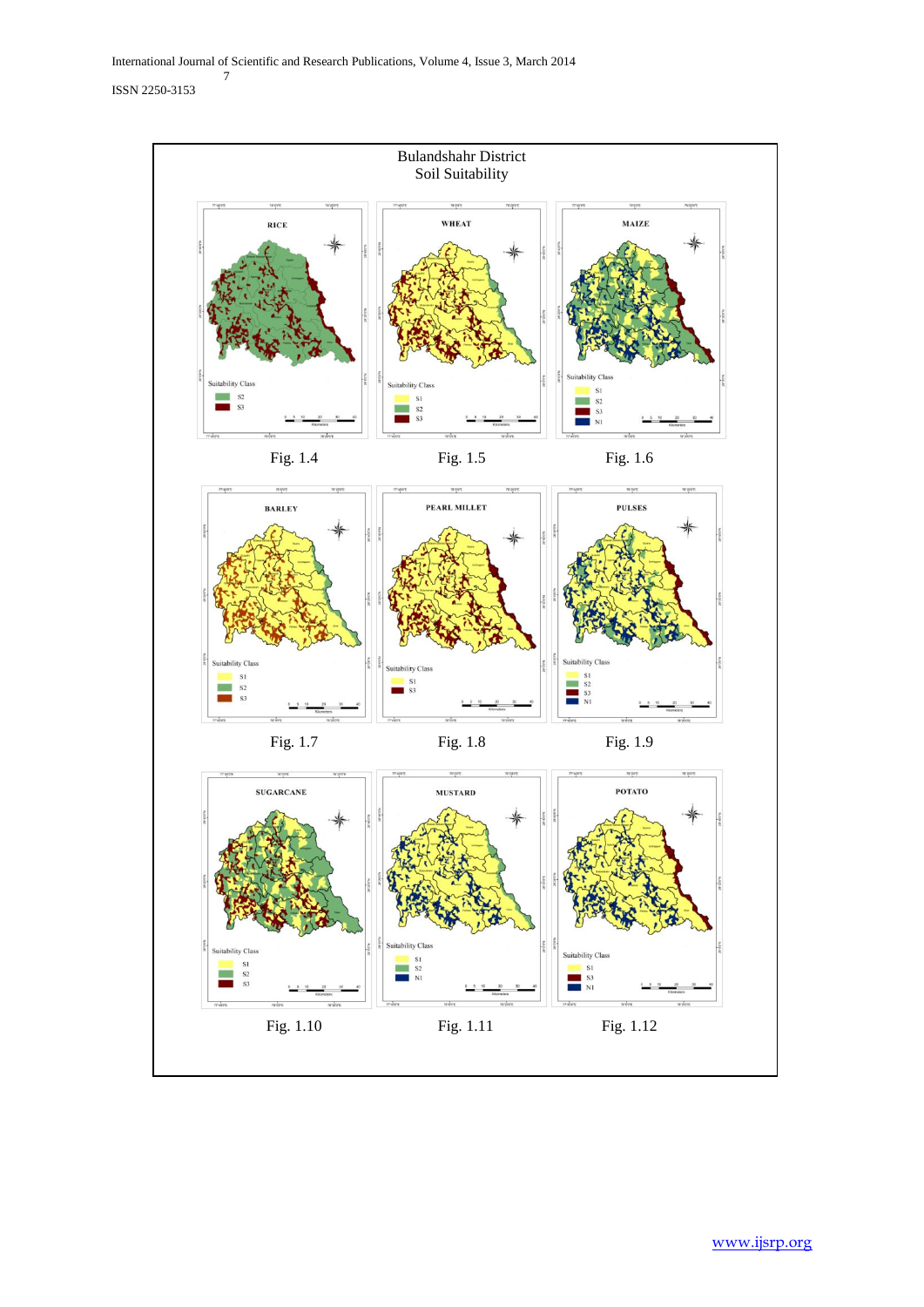Bulandshahr District
Soil Suitability

Fig. 1.4

Fig. 1.5

Fig. 1.6

Fig. 1.7

Fig. 1.8

Fig. 1.9

Fig. 1.10

Fig. 1.11

Fig. 1.12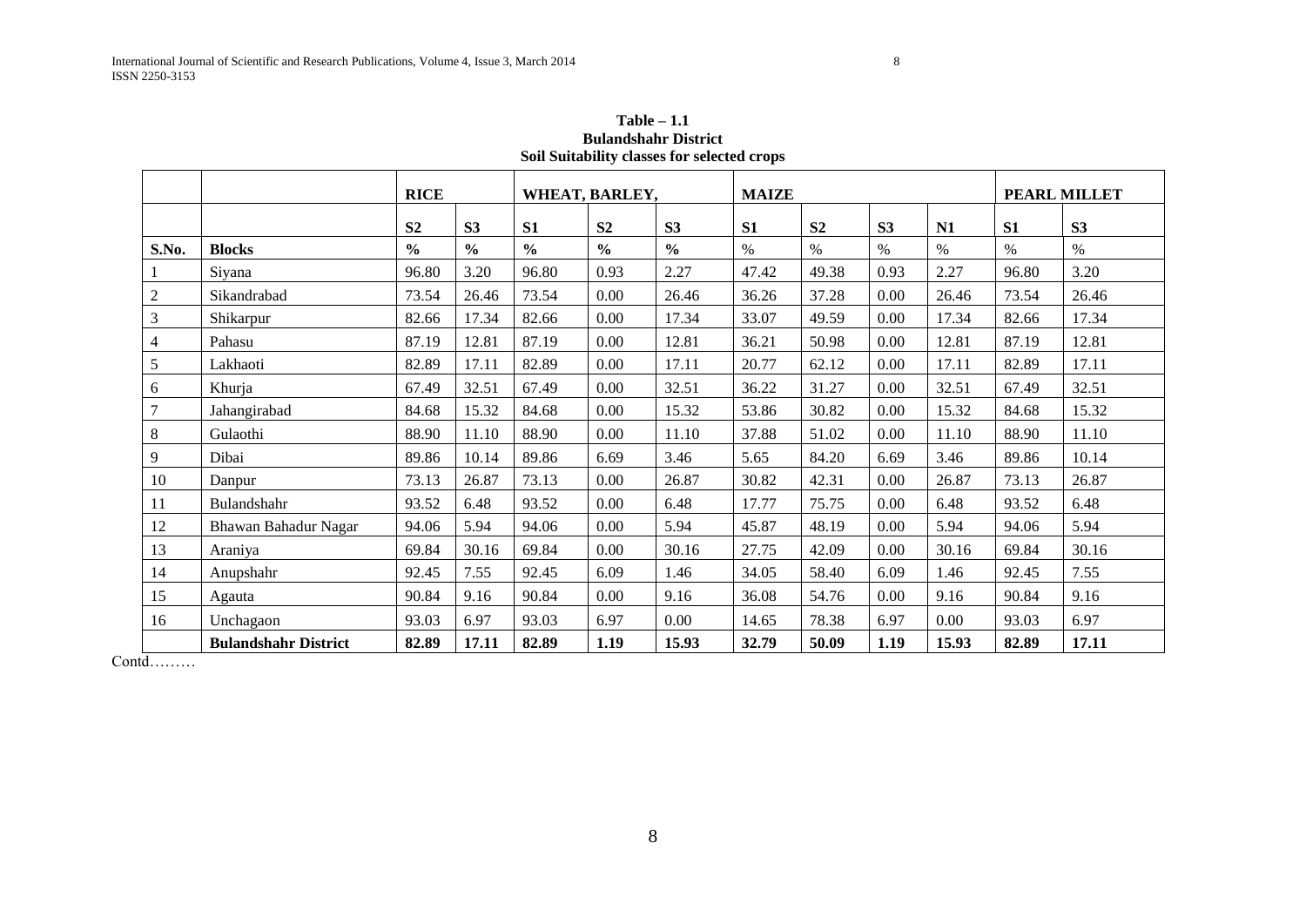**Table – 1.1**
**Bulandshahr District**
**Soil Suitability classes for selected crops**

| | | RICE | | WHEAT, BARLEY, | | | MAIZE | | | | PEARL MILLET | |
|---|---|---|---|---|---|---|---|---|---|---|---|---|
| | | S2 | S3 | S1 | S2 | S3 | S1 | S2 | S3 | N1 | S1 | S3 |
| **S.No.** | **Blocks** | **%** | **%** | **%** | **%** | **%** | % | % | % | % | % | % |
| 1 | Siyana | 96.80 | 3.20 | 96.80 | 0.93 | 2.27 | 47.42 | 49.38 | 0.93 | 2.27 | 96.80 | 3.20 |
| 2 | Sikandrabad | 73.54 | 26.46 | 73.54 | 0.00 | 26.46 | 36.26 | 37.28 | 0.00 | 26.46 | 73.54 | 26.46 |
| 3 | Shikarpur | 82.66 | 17.34 | 82.66 | 0.00 | 17.34 | 33.07 | 49.59 | 0.00 | 17.34 | 82.66 | 17.34 |
| 4 | Pahasu | 87.19 | 12.81 | 87.19 | 0.00 | 12.81 | 36.21 | 50.98 | 0.00 | 12.81 | 87.19 | 12.81 |
| 5 | Lakhaoti | 82.89 | 17.11 | 82.89 | 0.00 | 17.11 | 20.77 | 62.12 | 0.00 | 17.11 | 82.89 | 17.11 |
| 6 | Khurja | 67.49 | 32.51 | 67.49 | 0.00 | 32.51 | 36.22 | 31.27 | 0.00 | 32.51 | 67.49 | 32.51 |
| 7 | Jahangirabad | 84.68 | 15.32 | 84.68 | 0.00 | 15.32 | 53.86 | 30.82 | 0.00 | 15.32 | 84.68 | 15.32 |
| 8 | Gulaothi | 88.90 | 11.10 | 88.90 | 0.00 | 11.10 | 37.88 | 51.02 | 0.00 | 11.10 | 88.90 | 11.10 |
| 9 | Dibai | 89.86 | 10.14 | 89.86 | 6.69 | 3.46 | 5.65 | 84.20 | 6.69 | 3.46 | 89.86 | 10.14 |
| 10 | Danpur | 73.13 | 26.87 | 73.13 | 0.00 | 26.87 | 30.82 | 42.31 | 0.00 | 26.87 | 73.13 | 26.87 |
| 11 | Bulandshahr | 93.52 | 6.48 | 93.52 | 0.00 | 6.48 | 17.77 | 75.75 | 0.00 | 6.48 | 93.52 | 6.48 |
| 12 | Bhawan Bahadur Nagar | 94.06 | 5.94 | 94.06 | 0.00 | 5.94 | 45.87 | 48.19 | 0.00 | 5.94 | 94.06 | 5.94 |
| 13 | Araniya | 69.84 | 30.16 | 69.84 | 0.00 | 30.16 | 27.75 | 42.09 | 0.00 | 30.16 | 69.84 | 30.16 |
| 14 | Anupshahr | 92.45 | 7.55 | 92.45 | 6.09 | 1.46 | 34.05 | 58.40 | 6.09 | 1.46 | 92.45 | 7.55 |
| 15 | Agauta | 90.84 | 9.16 | 90.84 | 0.00 | 9.16 | 36.08 | 54.76 | 0.00 | 9.16 | 90.84 | 9.16 |
| 16 | Unchagaon | 93.03 | 6.97 | 93.03 | 6.97 | 0.00 | 14.65 | 78.38 | 6.97 | 0.00 | 93.03 | 6.97 |
| | **Bulandshahr District** | **82.89** | **17.11** | **82.89** | **1.19** | **15.93** | **32.79** | **50.09** | **1.19** | **15.93** | **82.89** | **17.11** |

Contd………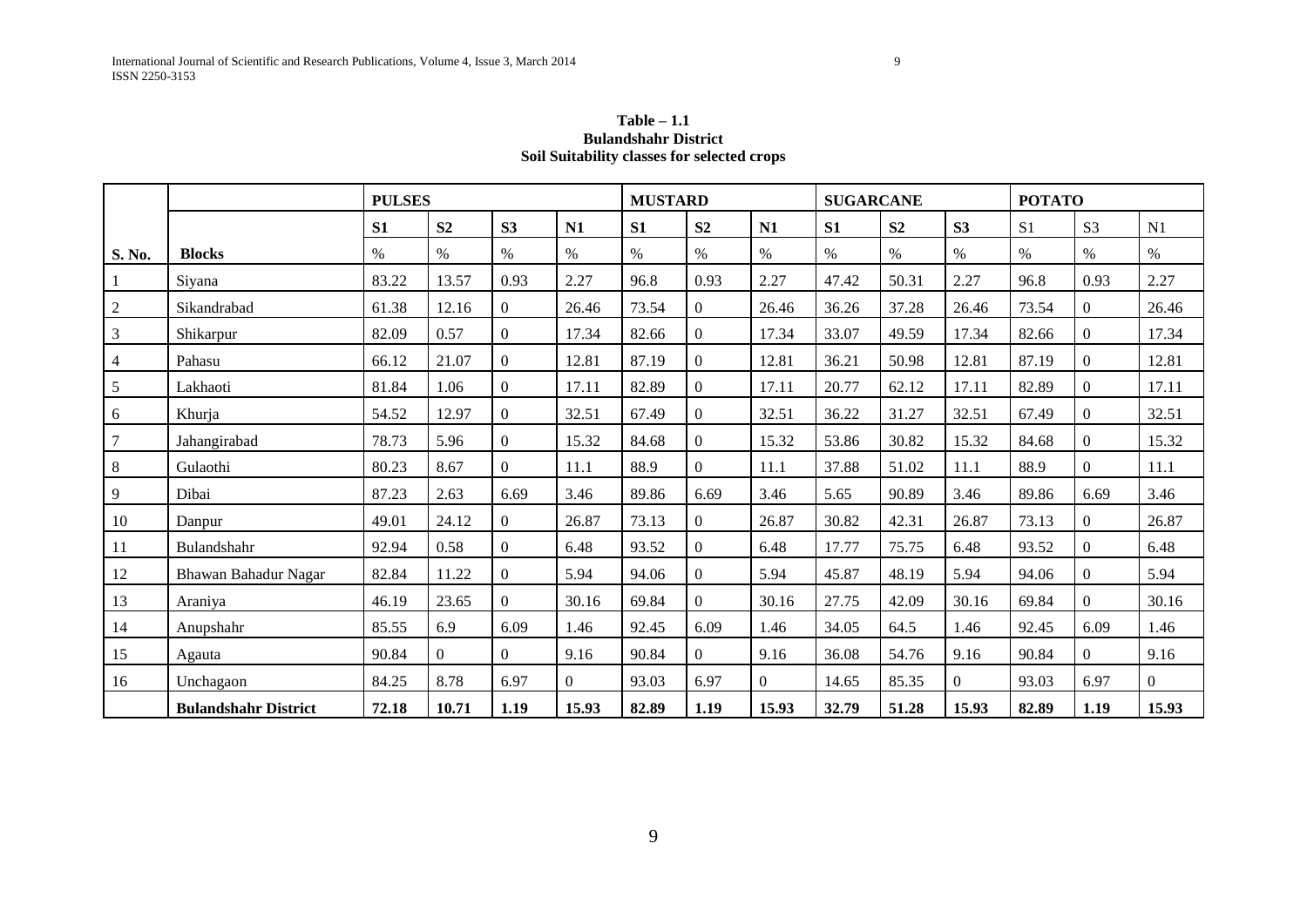**Table – 1.1**
**Bulandshahr District**
**Soil Suitability classes for selected crops**

| | | **PULSES** | | | | **MUSTARD** | | | **SUGARCANE** | | | **POTATO** | | |
|---|---|---|---|---|---|---|---|---|---|---|---|---|---|---|
| | | **S1** | **S2** | **S3** | **N1** | **S1** | **S2** | **N1** | **S1** | **S2** | **S3** | S1 | S3 | N1 |
| **S. No.** | **Blocks** | % | % | % | % | % | % | % | % | % | % | % | % | % |
| 1 | Siyana | 83.22 | 13.57 | 0.93 | 2.27 | 96.8 | 0.93 | 2.27 | 47.42 | 50.31 | 2.27 | 96.8 | 0.93 | 2.27 |
| 2 | Sikandrabad | 61.38 | 12.16 | 0 | 26.46 | 73.54 | 0 | 26.46 | 36.26 | 37.28 | 26.46 | 73.54 | 0 | 26.46 |
| 3 | Shikarpur | 82.09 | 0.57 | 0 | 17.34 | 82.66 | 0 | 17.34 | 33.07 | 49.59 | 17.34 | 82.66 | 0 | 17.34 |
| 4 | Pahasu | 66.12 | 21.07 | 0 | 12.81 | 87.19 | 0 | 12.81 | 36.21 | 50.98 | 12.81 | 87.19 | 0 | 12.81 |
| 5 | Lakhaoti | 81.84 | 1.06 | 0 | 17.11 | 82.89 | 0 | 17.11 | 20.77 | 62.12 | 17.11 | 82.89 | 0 | 17.11 |
| 6 | Khurja | 54.52 | 12.97 | 0 | 32.51 | 67.49 | 0 | 32.51 | 36.22 | 31.27 | 32.51 | 67.49 | 0 | 32.51 |
| 7 | Jahangirabad | 78.73 | 5.96 | 0 | 15.32 | 84.68 | 0 | 15.32 | 53.86 | 30.82 | 15.32 | 84.68 | 0 | 15.32 |
| 8 | Gulaothi | 80.23 | 8.67 | 0 | 11.1 | 88.9 | 0 | 11.1 | 37.88 | 51.02 | 11.1 | 88.9 | 0 | 11.1 |
| 9 | Dibai | 87.23 | 2.63 | 6.69 | 3.46 | 89.86 | 6.69 | 3.46 | 5.65 | 90.89 | 3.46 | 89.86 | 6.69 | 3.46 |
| 10 | Danpur | 49.01 | 24.12 | 0 | 26.87 | 73.13 | 0 | 26.87 | 30.82 | 42.31 | 26.87 | 73.13 | 0 | 26.87 |
| 11 | Bulandshahr | 92.94 | 0.58 | 0 | 6.48 | 93.52 | 0 | 6.48 | 17.77 | 75.75 | 6.48 | 93.52 | 0 | 6.48 |
| 12 | Bhawan Bahadur Nagar | 82.84 | 11.22 | 0 | 5.94 | 94.06 | 0 | 5.94 | 45.87 | 48.19 | 5.94 | 94.06 | 0 | 5.94 |
| 13 | Araniya | 46.19 | 23.65 | 0 | 30.16 | 69.84 | 0 | 30.16 | 27.75 | 42.09 | 30.16 | 69.84 | 0 | 30.16 |
| 14 | Anupshahr | 85.55 | 6.9 | 6.09 | 1.46 | 92.45 | 6.09 | 1.46 | 34.05 | 64.5 | 1.46 | 92.45 | 6.09 | 1.46 |
| 15 | Agauta | 90.84 | 0 | 0 | 9.16 | 90.84 | 0 | 9.16 | 36.08 | 54.76 | 9.16 | 90.84 | 0 | 9.16 |
| 16 | Unchagaon | 84.25 | 8.78 | 6.97 | 0 | 93.03 | 6.97 | 0 | 14.65 | 85.35 | 0 | 93.03 | 6.97 | 0 |
| | **Bulandshahr District** | **72.18** | **10.71** | **1.19** | **15.93** | **82.89** | **1.19** | **15.93** | **32.79** | **51.28** | **15.93** | **82.89** | **1.19** | **15.93** |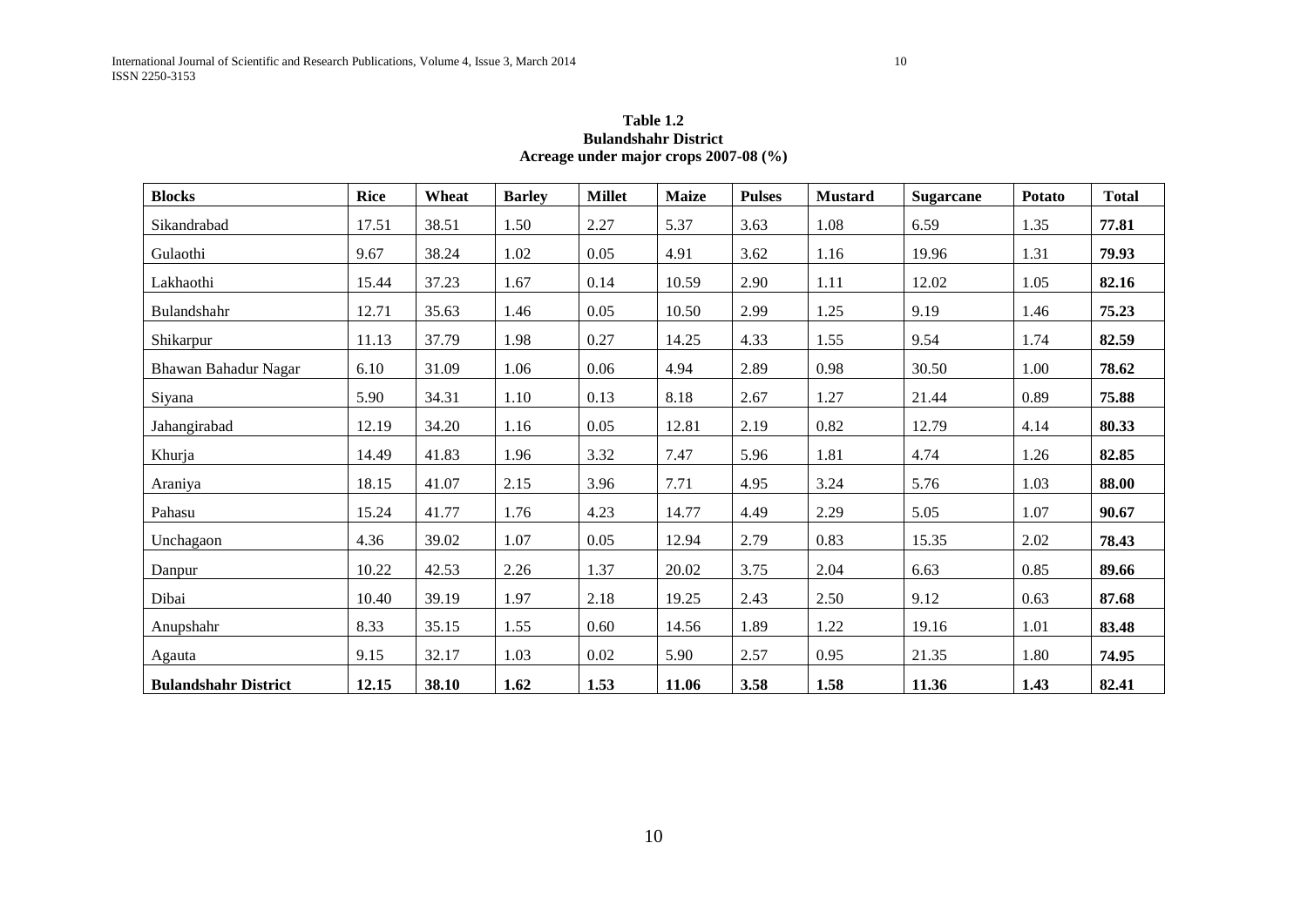**Table 1.2**
**Bulandshahr District**
**Acreage under major crops 2007-08 (%)**

| Blocks | Rice | Wheat | Barley | Millet | Maize | Pulses | Mustard | Sugarcane | Potato | Total |
|---|---|---|---|---|---|---|---|---|---|---|
| Sikandrabad | 17.51 | 38.51 | 1.50 | 2.27 | 5.37 | 3.63 | 1.08 | 6.59 | 1.35 | **77.81** |
| Gulaothi | 9.67 | 38.24 | 1.02 | 0.05 | 4.91 | 3.62 | 1.16 | 19.96 | 1.31 | **79.93** |
| Lakhaothi | 15.44 | 37.23 | 1.67 | 0.14 | 10.59 | 2.90 | 1.11 | 12.02 | 1.05 | **82.16** |
| Bulandshahr | 12.71 | 35.63 | 1.46 | 0.05 | 10.50 | 2.99 | 1.25 | 9.19 | 1.46 | **75.23** |
| Shikarpur | 11.13 | 37.79 | 1.98 | 0.27 | 14.25 | 4.33 | 1.55 | 9.54 | 1.74 | **82.59** |
| Bhawan Bahadur Nagar | 6.10 | 31.09 | 1.06 | 0.06 | 4.94 | 2.89 | 0.98 | 30.50 | 1.00 | **78.62** |
| Siyana | 5.90 | 34.31 | 1.10 | 0.13 | 8.18 | 2.67 | 1.27 | 21.44 | 0.89 | **75.88** |
| Jahangirabad | 12.19 | 34.20 | 1.16 | 0.05 | 12.81 | 2.19 | 0.82 | 12.79 | 4.14 | **80.33** |
| Khurja | 14.49 | 41.83 | 1.96 | 3.32 | 7.47 | 5.96 | 1.81 | 4.74 | 1.26 | **82.85** |
| Araniya | 18.15 | 41.07 | 2.15 | 3.96 | 7.71 | 4.95 | 3.24 | 5.76 | 1.03 | **88.00** |
| Pahasu | 15.24 | 41.77 | 1.76 | 4.23 | 14.77 | 4.49 | 2.29 | 5.05 | 1.07 | **90.67** |
| Unchagaon | 4.36 | 39.02 | 1.07 | 0.05 | 12.94 | 2.79 | 0.83 | 15.35 | 2.02 | **78.43** |
| Danpur | 10.22 | 42.53 | 2.26 | 1.37 | 20.02 | 3.75 | 2.04 | 6.63 | 0.85 | **89.66** |
| Dibai | 10.40 | 39.19 | 1.97 | 2.18 | 19.25 | 2.43 | 2.50 | 9.12 | 0.63 | **87.68** |
| Anupshahr | 8.33 | 35.15 | 1.55 | 0.60 | 14.56 | 1.89 | 1.22 | 19.16 | 1.01 | **83.48** |
| Agauta | 9.15 | 32.17 | 1.03 | 0.02 | 5.90 | 2.57 | 0.95 | 21.35 | 1.80 | **74.95** |
| **Bulandshahr District** | **12.15** | **38.10** | **1.62** | **1.53** | **11.06** | **3.58** | **1.58** | **11.36** | **1.43** | **82.41** |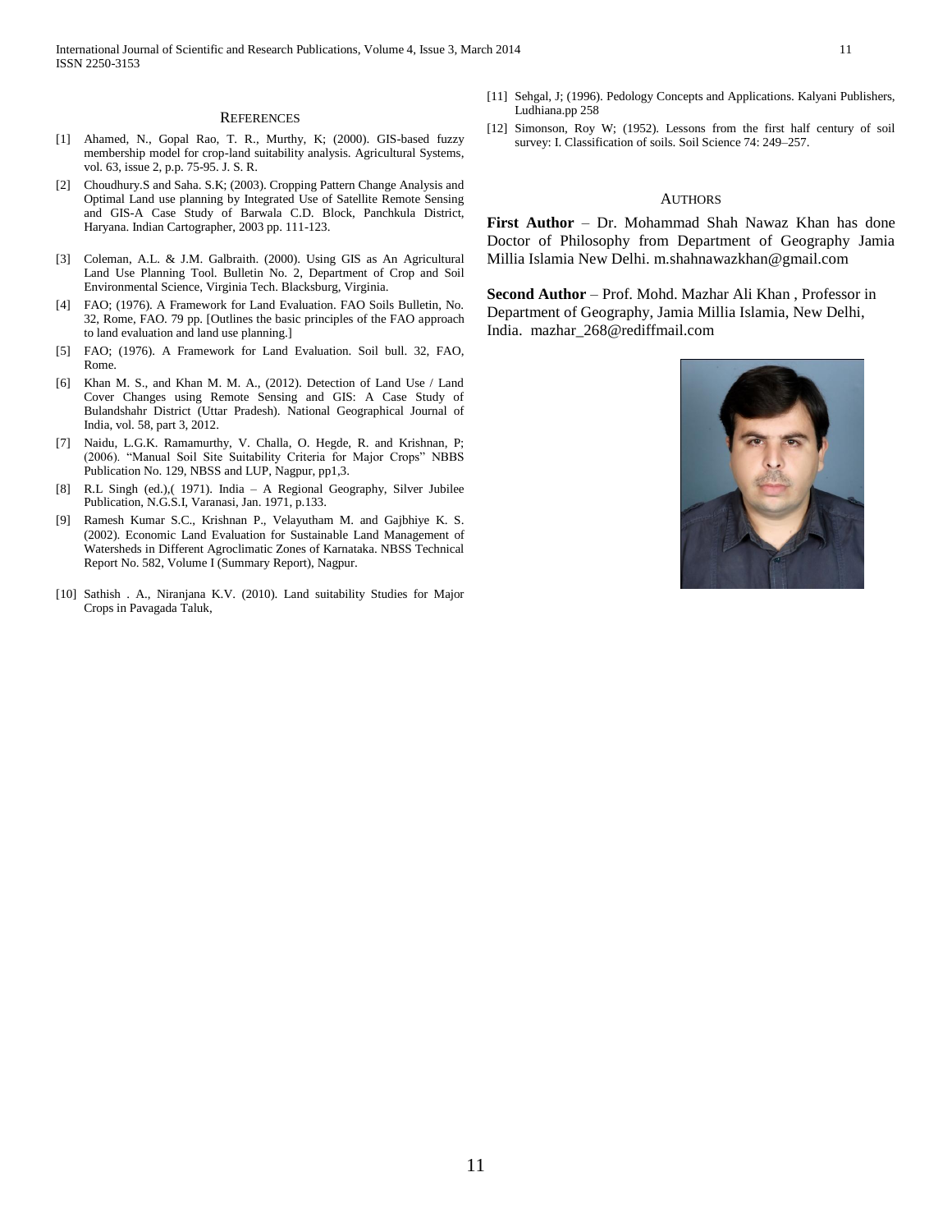## REFERENCES

[1] Ahamed, N., Gopal Rao, T. R., Murthy, K; (2000). GIS-based fuzzy membership model for crop-land suitability analysis. Agricultural Systems, vol. 63, issue 2, p.p. 75-95. J. S. R.

[2] Choudhury.S and Saha. S.K; (2003). Cropping Pattern Change Analysis and Optimal Land use planning by Integrated Use of Satellite Remote Sensing and GIS-A Case Study of Barwala C.D. Block, Panchkula District, Haryana. Indian Cartographer, 2003 pp. 111-123.

[3] Coleman, A.L. & J.M. Galbraith. (2000). Using GIS as An Agricultural Land Use Planning Tool. Bulletin No. 2, Department of Crop and Soil Environmental Science, Virginia Tech. Blacksburg, Virginia.

[4] FAO; (1976). A Framework for Land Evaluation. FAO Soils Bulletin, No. 32, Rome, FAO. 79 pp. [Outlines the basic principles of the FAO approach to land evaluation and land use planning.]

[5] FAO; (1976). A Framework for Land Evaluation. Soil bull. 32, FAO, Rome.

[6] Khan M. S., and Khan M. M. A., (2012). Detection of Land Use / Land Cover Changes using Remote Sensing and GIS: A Case Study of Bulandshahr District (Uttar Pradesh). National Geographical Journal of India, vol. 58, part 3, 2012.

[7] Naidu, L.G.K. Ramamurthy, V. Challa, O. Hegde, R. and Krishnan, P; (2006). "Manual Soil Site Suitability Criteria for Major Crops" NBBS Publication No. 129, NBSS and LUP, Nagpur, pp1,3.

[8] R.L Singh (ed.),( 1971). India – A Regional Geography, Silver Jubilee Publication, N.G.S.I, Varanasi, Jan. 1971, p.133.

[9] Ramesh Kumar S.C., Krishnan P., Velayutham M. and Gajbhiye K. S. (2002). Economic Land Evaluation for Sustainable Land Management of Watersheds in Different Agroclimatic Zones of Karnataka. NBSS Technical Report No. 582, Volume I (Summary Report), Nagpur.

[10] Sathish . A., Niranjana K.V. (2010). Land suitability Studies for Major Crops in Pavagada Taluk,

[11] Sehgal, J; (1996). Pedology Concepts and Applications. Kalyani Publishers, Ludhiana.pp 258

[12] Simonson, Roy W; (1952). Lessons from the first half century of soil survey: I. Classification of soils. Soil Science 74: 249–257.

## AUTHORS

**First Author** – Dr. Mohammad Shah Nawaz Khan has done Doctor of Philosophy from Department of Geography Jamia Millia Islamia New Delhi. m.shahnawazkhan@gmail.com

**Second Author** – Prof. Mohd. Mazhar Ali Khan , Professor in Department of Geography, Jamia Millia Islamia, New Delhi, India. mazhar_268@rediffmail.com